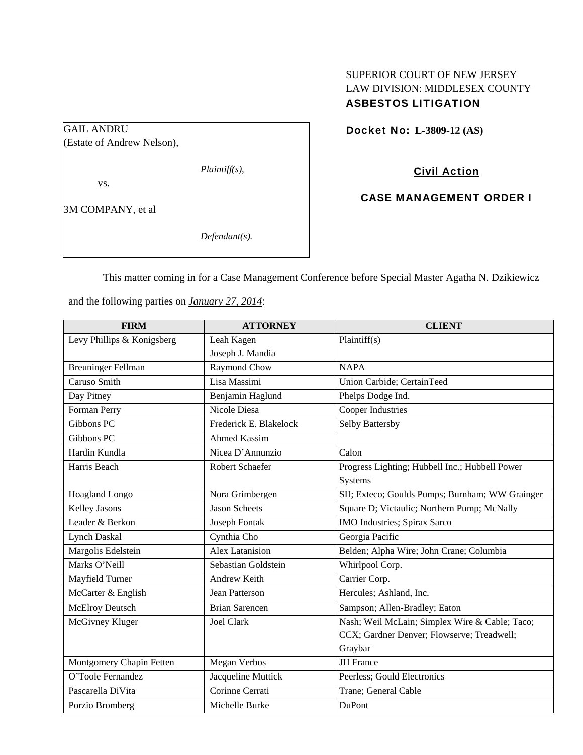SUPERIOR COURT OF NEW JERSEY
LAW DIVISION: MIDDLESEX COUNTY
**ASBESTOS LITIGATION**

GAIL ANDRU
(Estate of Andrew Nelson),

*Plaintiff(s),*

vs.

3M COMPANY, et al

*Defendant(s).*

**Docket No: L-3809-12 (AS)**

**Civil Action**

**CASE MANAGEMENT ORDER I**

This matter coming in for a Case Management Conference before Special Master Agatha N. Dzikiewicz and the following parties on *January 27, 2014*:

| FIRM | ATTORNEY | CLIENT |
|---|---|---|
| Levy Phillips & Konigsberg | Leah Kagen<br>Joseph J. Mandia | Plaintiff(s) |
| Breuninger Fellman | Raymond Chow | NAPA |
| Caruso Smith | Lisa Massimi | Union Carbide; CertainTeed |
| Day Pitney | Benjamin Haglund | Phelps Dodge Ind. |
| Forman Perry | Nicole Diesa | Cooper Industries |
| Gibbons PC | Frederick E. Blakelock | Selby Battersby |
| Gibbons PC | Ahmed Kassim | |
| Hardin Kundla | Nicea D'Annunzio | Calon |
| Harris Beach | Robert Schaefer | Progress Lighting; Hubbell Inc.; Hubbell Power Systems |
| Hoagland Longo | Nora Grimbergen | SII; Exteco; Goulds Pumps; Burnham; WW Grainger |
| Kelley Jasons | Jason Scheets | Square D; Victaulic; Northern Pump; McNally |
| Leader & Berkon | Joseph Fontak | IMO Industries; Spirax Sarco |
| Lynch Daskal | Cynthia Cho | Georgia Pacific |
| Margolis Edelstein | Alex Latanision | Belden; Alpha Wire; John Crane; Columbia |
| Marks O'Neill | Sebastian Goldstein | Whirlpool Corp. |
| Mayfield Turner | Andrew Keith | Carrier Corp. |
| McCarter & English | Jean Patterson | Hercules; Ashland, Inc. |
| McElroy Deutsch | Brian Sarencen | Sampson; Allen-Bradley; Eaton |
| McGivney Kluger | Joel Clark | Nash; Weil McLain; Simplex Wire & Cable; Taco; CCX; Gardner Denver; Flowserve; Treadwell; Graybar |
| Montgomery Chapin Fetten | Megan Verbos | JH France |
| O'Toole Fernandez | Jacqueline Muttick | Peerless; Gould Electronics |
| Pascarella DiVita | Corinne Cerrati | Trane; General Cable |
| Porzio Bromberg | Michelle Burke | DuPont |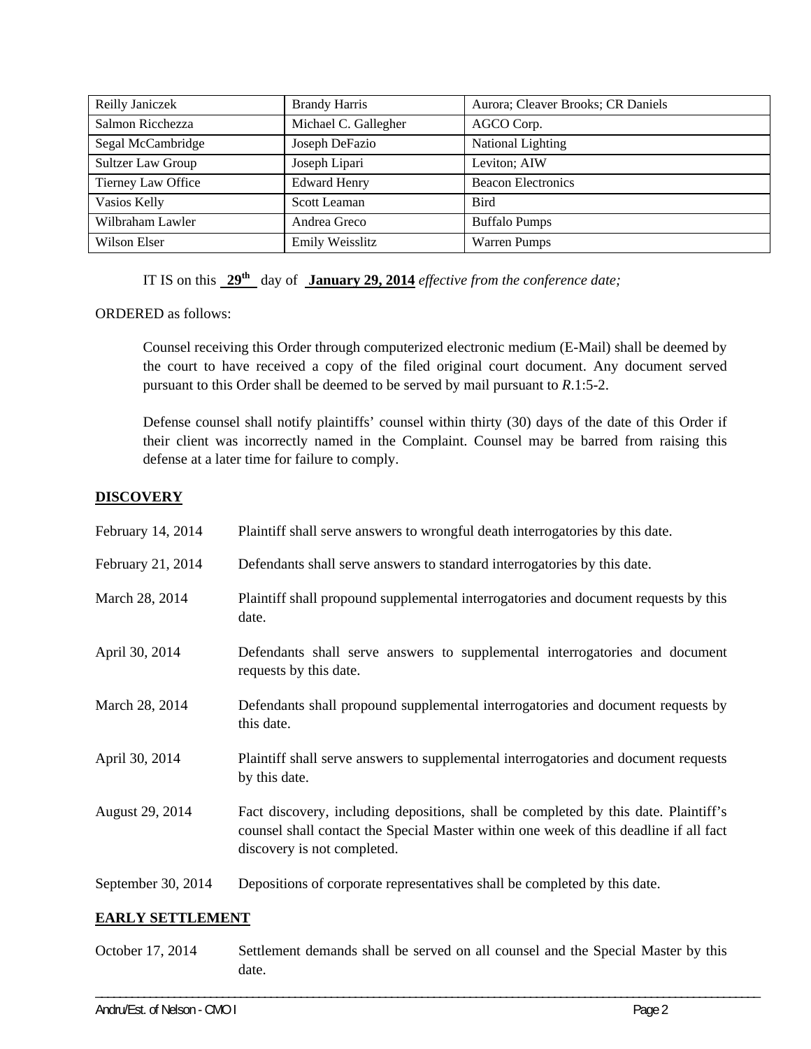| Reilly Janiczek | Brandy Harris | Aurora; Cleaver Brooks; CR Daniels |
|---|---|---|
| Salmon Ricchezza | Michael C. Gallegher | AGCO Corp. |
| Segal McCambridge | Joseph DeFazio | National Lighting |
| Sultzer Law Group | Joseph Lipari | Leviton; AIW |
| Tierney Law Office | Edward Henry | Beacon Electronics |
| Vasios Kelly | Scott Leaman | Bird |
| Wilbraham Lawler | Andrea Greco | Buffalo Pumps |
| Wilson Elser | Emily Weisslitz | Warren Pumps |

IT IS on this **29th** day of **January 29, 2014** *effective from the conference date;*

ORDERED as follows:

Counsel receiving this Order through computerized electronic medium (E-Mail) shall be deemed by the court to have received a copy of the filed original court document. Any document served pursuant to this Order shall be deemed to be served by mail pursuant to *R*.1:5-2.

Defense counsel shall notify plaintiffs' counsel within thirty (30) days of the date of this Order if their client was incorrectly named in the Complaint. Counsel may be barred from raising this defense at a later time for failure to comply.

**DISCOVERY**

February 14, 2014 — Plaintiff shall serve answers to wrongful death interrogatories by this date.

February 21, 2014 — Defendants shall serve answers to standard interrogatories by this date.

March 28, 2014 — Plaintiff shall propound supplemental interrogatories and document requests by this date.

April 30, 2014 — Defendants shall serve answers to supplemental interrogatories and document requests by this date.

March 28, 2014 — Defendants shall propound supplemental interrogatories and document requests by this date.

April 30, 2014 — Plaintiff shall serve answers to supplemental interrogatories and document requests by this date.

August 29, 2014 — Fact discovery, including depositions, shall be completed by this date. Plaintiff's counsel shall contact the Special Master within one week of this deadline if all fact discovery is not completed.

September 30, 2014 — Depositions of corporate representatives shall be completed by this date.

**EARLY SETTLEMENT**

October 17, 2014 — Settlement demands shall be served on all counsel and the Special Master by this date.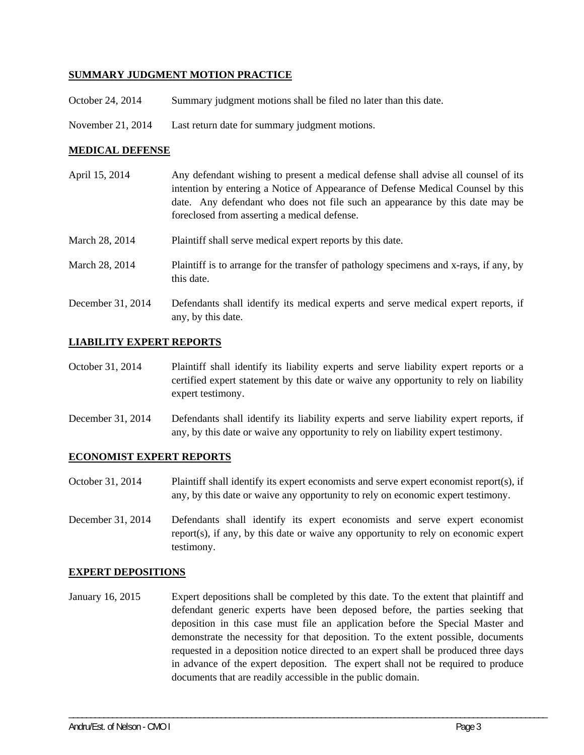**SUMMARY JUDGMENT MOTION PRACTICE**

| | |
|---|---|
| October 24, 2014 | Summary judgment motions shall be filed no later than this date. |
| November 21, 2014 | Last return date for summary judgment motions. |

**MEDICAL DEFENSE**

| | |
|---|---|
| April 15, 2014 | Any defendant wishing to present a medical defense shall advise all counsel of its intention by entering a Notice of Appearance of Defense Medical Counsel by this date. Any defendant who does not file such an appearance by this date may be foreclosed from asserting a medical defense. |
| March 28, 2014 | Plaintiff shall serve medical expert reports by this date. |
| March 28, 2014 | Plaintiff is to arrange for the transfer of pathology specimens and x-rays, if any, by this date. |
| December 31, 2014 | Defendants shall identify its medical experts and serve medical expert reports, if any, by this date. |

**LIABILITY EXPERT REPORTS**

| | |
|---|---|
| October 31, 2014 | Plaintiff shall identify its liability experts and serve liability expert reports or a certified expert statement by this date or waive any opportunity to rely on liability expert testimony. |
| December 31, 2014 | Defendants shall identify its liability experts and serve liability expert reports, if any, by this date or waive any opportunity to rely on liability expert testimony. |

**ECONOMIST EXPERT REPORTS**

| | |
|---|---|
| October 31, 2014 | Plaintiff shall identify its expert economists and serve expert economist report(s), if any, by this date or waive any opportunity to rely on economic expert testimony. |
| December 31, 2014 | Defendants shall identify its expert economists and serve expert economist report(s), if any, by this date or waive any opportunity to rely on economic expert testimony. |

**EXPERT DEPOSITIONS**

| | |
|---|---|
| January 16, 2015 | Expert depositions shall be completed by this date. To the extent that plaintiff and defendant generic experts have been deposed before, the parties seeking that deposition in this case must file an application before the Special Master and demonstrate the necessity for that deposition. To the extent possible, documents requested in a deposition notice directed to an expert shall be produced three days in advance of the expert deposition. The expert shall not be required to produce documents that are readily accessible in the public domain. |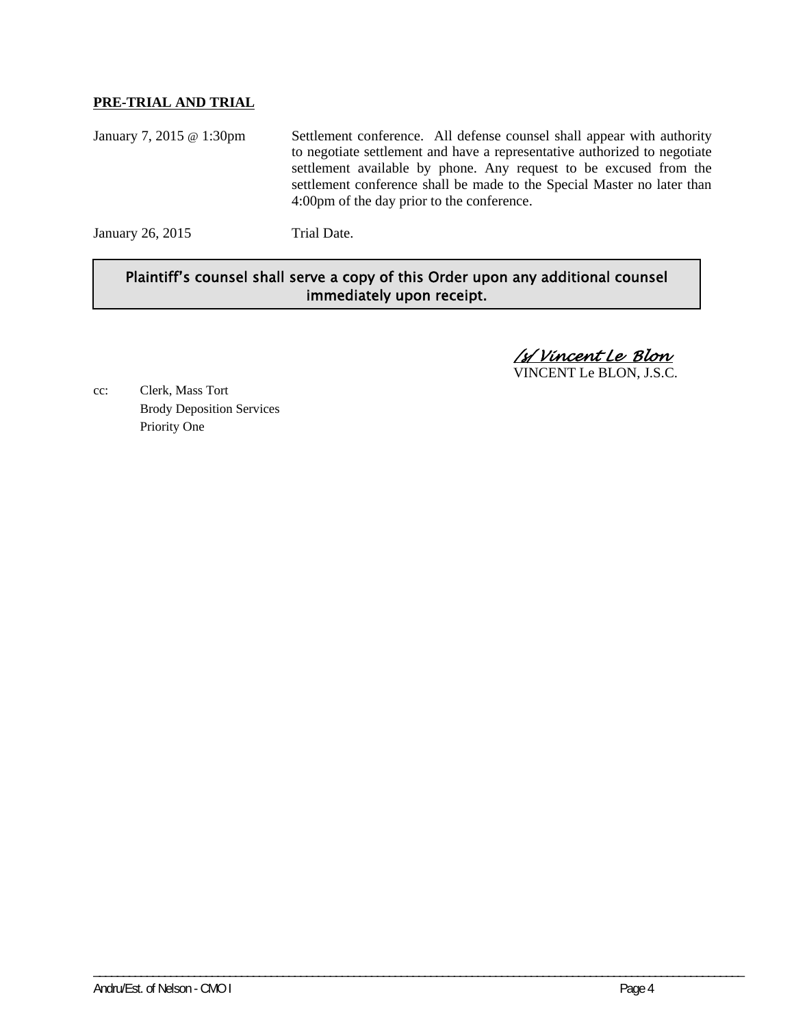**PRE-TRIAL AND TRIAL**

| | |
|---|---|
| January 7, 2015 @ 1:30pm | Settlement conference. All defense counsel shall appear with authority to negotiate settlement and have a representative authorized to negotiate settlement available by phone. Any request to be excused from the settlement conference shall be made to the Special Master no later than 4:00pm of the day prior to the conference. |
| January 26, 2015 | Trial Date. |

**Plaintiff's counsel shall serve a copy of this Order upon any additional counsel immediately upon receipt.**

/s/ Vincent Le Blon
VINCENT Le BLON, J.S.C.

cc: Clerk, Mass Tort
Brody Deposition Services
Priority One